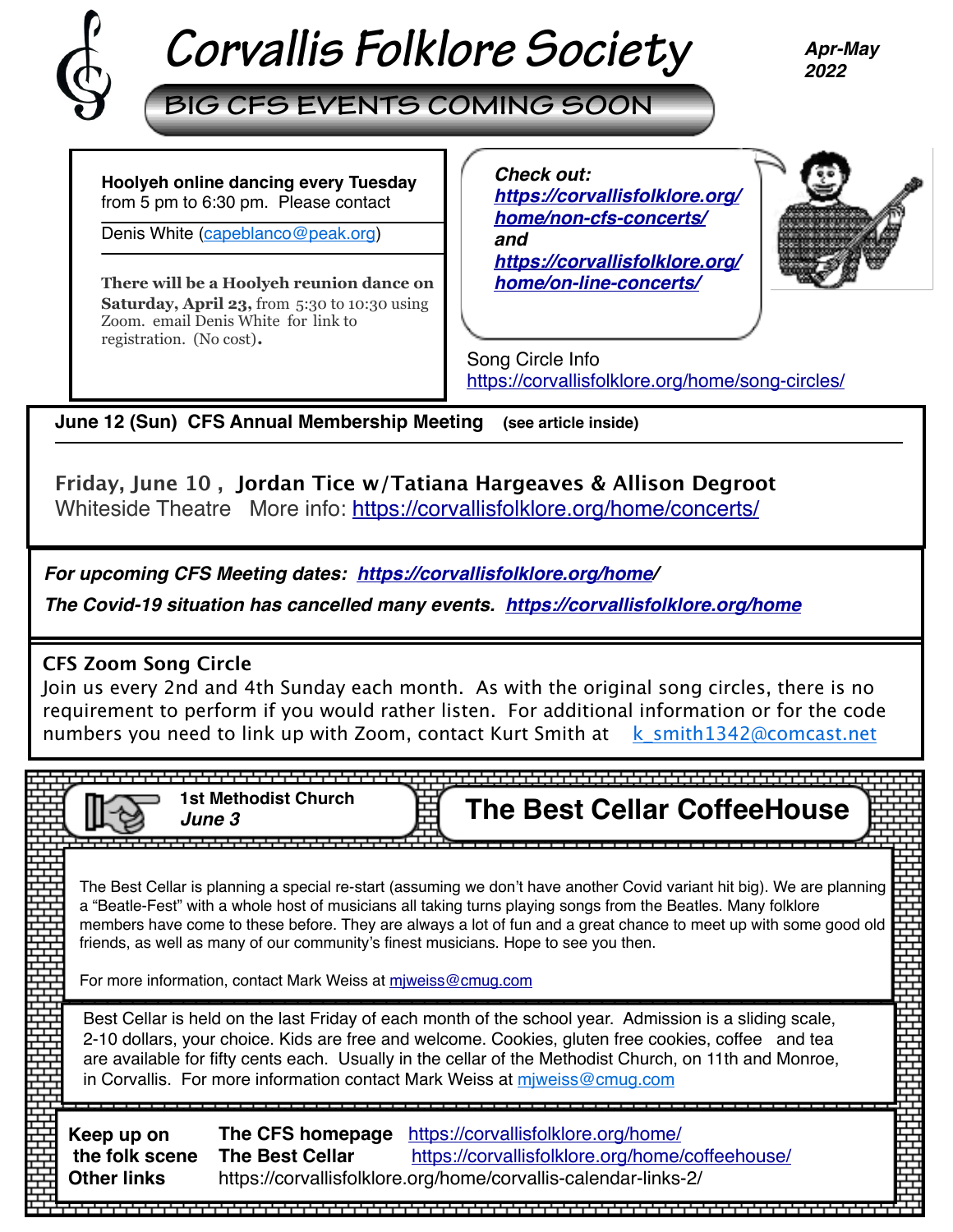# Corvallis Folklore Society

**Apr-May 2022**

## BIG CFS EVENTS COMING SOON

**Hoolyeh online dancing every Tuesday** from 5 pm to 6:30 pm. Please contact

Denis White (capeblanco@peak.org)

**There will be a Hoolyeh reunion dance on Saturday, April 23,** from 5:30 to 10:30 using Zoom. email Denis White for link to registration. (No cost).

***Check out:***
***https://corvallisfolklore.org/home/non-cfs-concerts/***
***and***
***https://corvallisfolklore.org/home/on-line-concerts/***

Song Circle Info
https://corvallisfolklore.org/home/song-circles/

**June 12 (Sun) CFS Annual Membership Meeting** **(see article inside)**

**Friday, June 10 , Jordan Tice w/Tatiana Hargeaves & Allison Degroot**
Whiteside Theatre More info: https://corvallisfolklore.org/home/concerts/

***For upcoming CFS Meeting dates: https://corvallisfolklore.org/home/***

***The Covid-19 situation has cancelled many events. https://corvallisfolklore.org/home***

**CFS Zoom Song Circle**
Join us every 2nd and 4th Sunday each month. As with the original song circles, there is no requirement to perform if you would rather listen. For additional information or for the code numbers you need to link up with Zoom, contact Kurt Smith at k_smith1342@comcast.net

**1st Methodist Church**
***June 3***

## The Best Cellar CoffeeHouse

The Best Cellar is planning a special re-start (assuming we don't have another Covid variant hit big). We are planning a "Beatle-Fest" with a whole host of musicians all taking turns playing songs from the Beatles. Many folklore members have come to these before. They are always a lot of fun and a great chance to meet up with some good old friends, as well as many of our community's finest musicians. Hope to see you then.

For more information, contact Mark Weiss at mjweiss@cmug.com

Best Cellar is held on the last Friday of each month of the school year. Admission is a sliding scale, 2-10 dollars, your choice. Kids are free and welcome. Cookies, gluten free cookies, coffee and tea are available for fifty cents each. Usually in the cellar of the Methodist Church, on 11th and Monroe, in Corvallis. For more information contact Mark Weiss at mjweiss@cmug.com

| | | |
|---|---|---|
| **Keep up on** | **The CFS homepage** | https://corvallisfolklore.org/home/ |
| **the folk scene** | **The Best Cellar** | https://corvallisfolklore.org/home/coffeehouse/ |
| **Other links** | https://corvallisfolklore.org/home/corvallis-calendar-links-2/ | |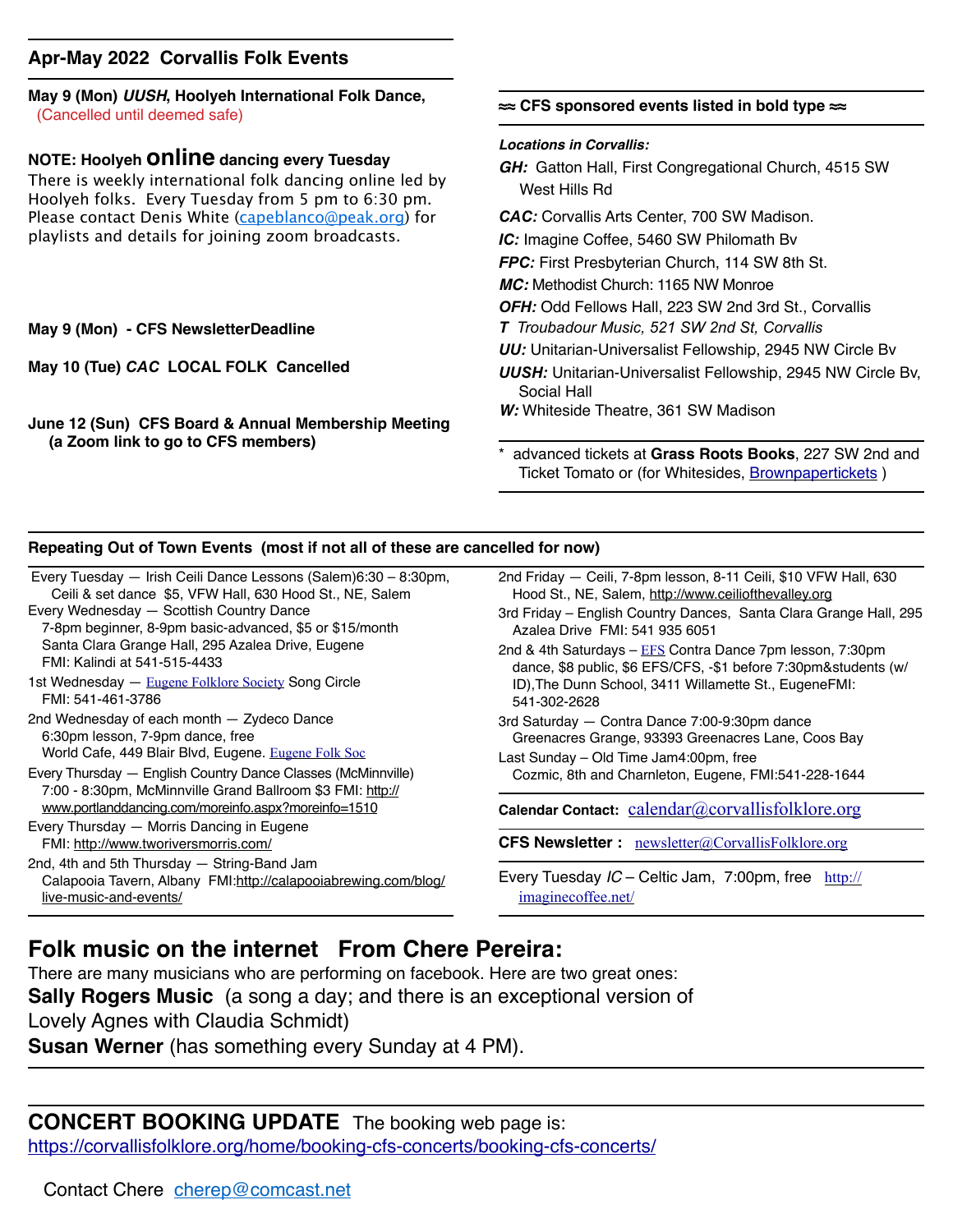## Apr-May 2022 Corvallis Folk Events

**May 9 (Mon) *UUSH*, Hoolyeh International Folk Dance,**
(Cancelled until deemed safe)

**NOTE: Hoolyeh online dancing every Tuesday**
There is weekly international folk dancing online led by Hoolyeh folks. Every Tuesday from 5 pm to 6:30 pm. Please contact Denis White (capeblanco@peak.org) for playlists and details for joining zoom broadcasts.

**May 9 (Mon) - CFS NewsletterDeadline**

**May 10 (Tue) *CAC* LOCAL FOLK Cancelled**

**June 12 (Sun) CFS Board & Annual Membership Meeting (a Zoom link to go to CFS members)**

**≈≈ CFS sponsored events listed in bold type ≈≈**

***Locations in Corvallis:***

***GH:*** Gatton Hall, First Congregational Church, 4515 SW West Hills Rd

***CAC:*** Corvallis Arts Center, 700 SW Madison.

***IC:*** Imagine Coffee, 5460 SW Philomath Bv

***FPC:*** First Presbyterian Church, 114 SW 8th St.

***MC:*** Methodist Church: 1165 NW Monroe

***OFH:*** Odd Fellows Hall, 223 SW 2nd 3rd St., Corvallis

***T*** *Troubadour Music, 521 SW 2nd St, Corvallis*

***UU:*** Unitarian-Universalist Fellowship, 2945 NW Circle Bv

***UUSH:*** Unitarian-Universalist Fellowship, 2945 NW Circle Bv, Social Hall

***W:*** Whiteside Theatre, 361 SW Madison

\* advanced tickets at **Grass Roots Books**, 227 SW 2nd and Ticket Tomato or (for Whitesides, Brownpapertickets )

### Repeating Out of Town Events (most if not all of these are cancelled for now)

Every Tuesday — Irish Ceili Dance Lessons (Salem)6:30 – 8:30pm, Ceili & set dance $5, VFW Hall, 630 Hood St., NE, Salem

Every Wednesday — Scottish Country Dance
7-8pm beginner, 8-9pm basic-advanced, $5 or $15/month
Santa Clara Grange Hall, 295 Azalea Drive, Eugene
FMI: Kalindi at 541-515-4433

1st Wednesday — Eugene Folklore Society Song Circle
FMI: 541-461-3786

2nd Wednesday of each month — Zydeco Dance
6:30pm lesson, 7-9pm dance, free
World Cafe, 449 Blair Blvd, Eugene. Eugene Folk Soc

Every Thursday — English Country Dance Classes (McMinnville)
7:00 - 8:30pm, McMinnville Grand Ballroom $3 FMI: http://www.portlanddancing.com/moreinfo.aspx?moreinfo=1510

Every Thursday — Morris Dancing in Eugene
FMI: http://www.tworiversmorris.com/

2nd, 4th and 5th Thursday — String-Band Jam
Calapooia Tavern, Albany FMI:http://calapooiabrewing.com/blog/live-music-and-events/

2nd Friday — Ceili, 7-8pm lesson, 8-11 Ceili, $10 VFW Hall, 630 Hood St., NE, Salem, http://www.ceiliofthevalley.org

3rd Friday – English Country Dances, Santa Clara Grange Hall, 295 Azalea Drive FMI: 541 935 6051

2nd & 4th Saturdays – EFS Contra Dance 7pm lesson, 7:30pm dance, $8 public, $6 EFS/CFS, -$1 before 7:30pm&students (w/ ID),The Dunn School, 3411 Willamette St., EugeneFMI: 541-302-2628

3rd Saturday — Contra Dance 7:00-9:30pm dance
Greenacres Grange, 93393 Greenacres Lane, Coos Bay

Last Sunday – Old Time Jam4:00pm, free
Cozmic, 8th and Charnleton, Eugene, FMI:541-228-1644

**Calendar Contact:** calendar@corvallisfolklore.org

**CFS Newsletter :** newsletter@CorvallisFolklore.org

Every Tuesday *IC* – Celtic Jam, 7:00pm, free http://imaginecoffee.net/

## Folk music on the internet From Chere Pereira:

There are many musicians who are performing on facebook. Here are two great ones:
**Sally Rogers Music** (a song a day; and there is an exceptional version of Lovely Agnes with Claudia Schmidt)
**Susan Werner** (has something every Sunday at 4 PM).

## CONCERT BOOKING UPDATE

The booking web page is:
https://corvallisfolklore.org/home/booking-cfs-concerts/booking-cfs-concerts/

Contact Chere cherep@comcast.net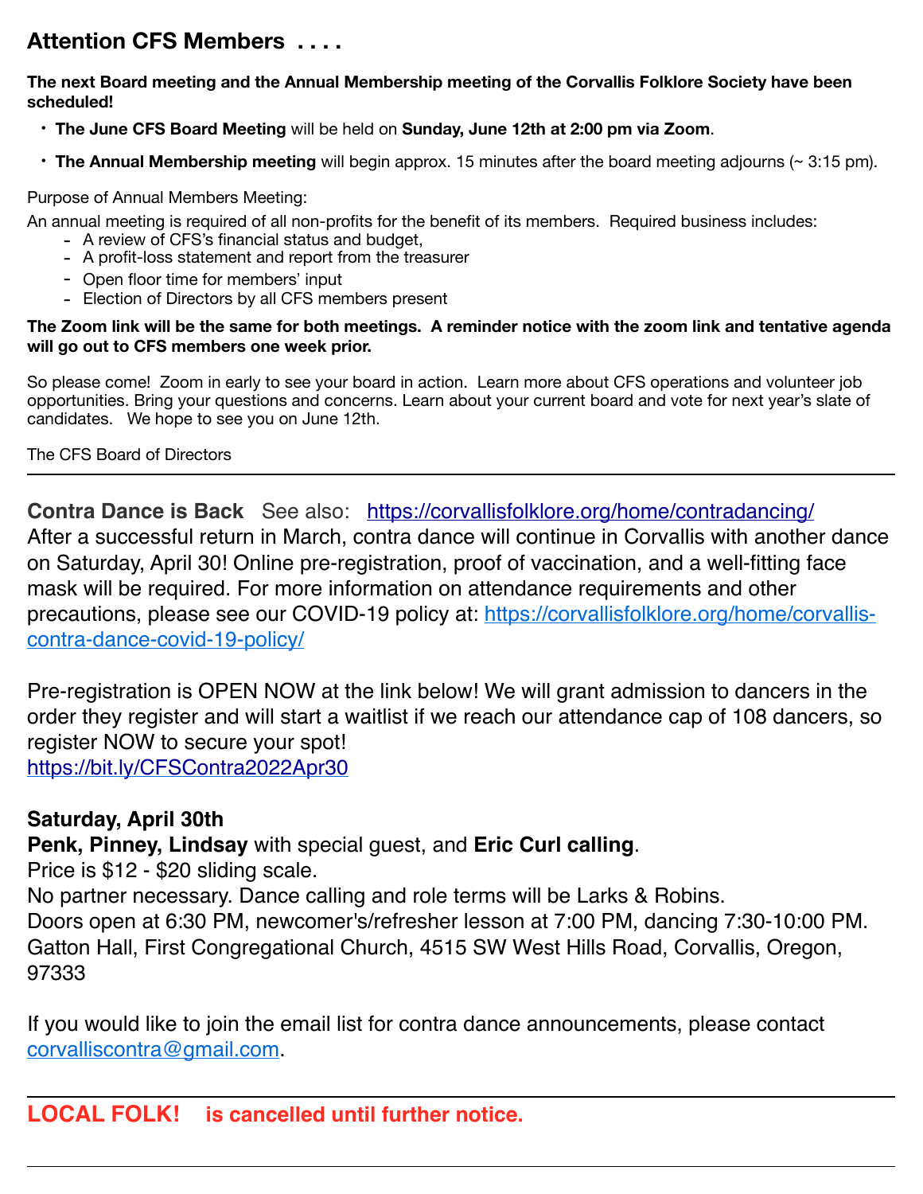## Attention CFS Members . . . .

**The next Board meeting and the Annual Membership meeting of the Corvallis Folklore Society have been scheduled!**

- **The June CFS Board Meeting** will be held on **Sunday, June 12th at 2:00 pm via Zoom**.
- **The Annual Membership meeting** will begin approx. 15 minutes after the board meeting adjourns (~ 3:15 pm).

Purpose of Annual Members Meeting:

An annual meeting is required of all non-profits for the benefit of its members. Required business includes:

- A review of CFS's financial status and budget,
- A profit-loss statement and report from the treasurer
- Open floor time for members' input
- Election of Directors by all CFS members present

**The Zoom link will be the same for both meetings. A reminder notice with the zoom link and tentative agenda will go out to CFS members one week prior.**

So please come! Zoom in early to see your board in action. Learn more about CFS operations and volunteer job opportunities. Bring your questions and concerns. Learn about your current board and vote for next year's slate of candidates. We hope to see you on June 12th.

The CFS Board of Directors

---

**Contra Dance is Back** See also: https://corvallisfolklore.org/home/contradancing/

After a successful return in March, contra dance will continue in Corvallis with another dance on Saturday, April 30! Online pre-registration, proof of vaccination, and a well-fitting face mask will be required. For more information on attendance requirements and other precautions, please see our COVID-19 policy at: https://corvallisfolklore.org/home/corvallis-contra-dance-covid-19-policy/

Pre-registration is OPEN NOW at the link below! We will grant admission to dancers in the order they register and will start a waitlist if we reach our attendance cap of 108 dancers, so register NOW to secure your spot!
https://bit.ly/CFSContra2022Apr30

**Saturday, April 30th**
**Penk, Pinney, Lindsay** with special guest, and **Eric Curl calling**.
Price is $12 - $20 sliding scale.
No partner necessary. Dance calling and role terms will be Larks & Robins.
Doors open at 6:30 PM, newcomer's/refresher lesson at 7:00 PM, dancing 7:30-10:00 PM.
Gatton Hall, First Congregational Church, 4515 SW West Hills Road, Corvallis, Oregon, 97333

If you would like to join the email list for contra dance announcements, please contact corvalliscontra@gmail.com.

---

**LOCAL FOLK! is cancelled until further notice.**

---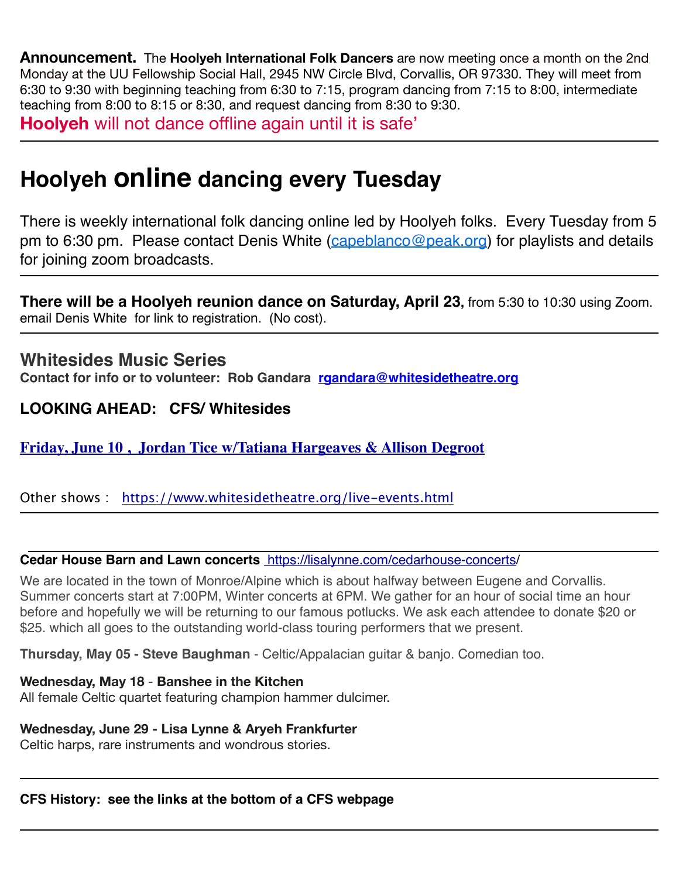**Announcement.** The **Hoolyeh International Folk Dancers** are now meeting once a month on the 2nd Monday at the UU Fellowship Social Hall, 2945 NW Circle Blvd, Corvallis, OR 97330. They will meet from 6:30 to 9:30 with beginning teaching from 6:30 to 7:15, program dancing from 7:15 to 8:00, intermediate teaching from 8:00 to 8:15 or 8:30, and request dancing from 8:30 to 9:30.

**Hoolyeh** will not dance offline again until it is safe'

---

# Hoolyeh online dancing every Tuesday

There is weekly international folk dancing online led by Hoolyeh folks. Every Tuesday from 5 pm to 6:30 pm. Please contact Denis White (capeblanco@peak.org) for playlists and details for joining zoom broadcasts.

---

**There will be a Hoolyeh reunion dance on Saturday, April 23,** from 5:30 to 10:30 using Zoom. email Denis White for link to registration. (No cost).

---

## Whitesides Music Series

**Contact for info or to volunteer: Rob Gandara rgandara@whitesidetheatre.org**

### LOOKING AHEAD: CFS/ Whitesides

**Friday, June 10 , Jordan Tice w/Tatiana Hargeaves & Allison Degroot**

Other shows : https://www.whitesidetheatre.org/live-events.html

---

**Cedar House Barn and Lawn concerts** https://lisalynne.com/cedarhouse-concerts/

We are located in the town of Monroe/Alpine which is about halfway between Eugene and Corvallis. Summer concerts start at 7:00PM, Winter concerts at 6PM. We gather for an hour of social time an hour before and hopefully we will be returning to our famous potlucks. We ask each attendee to donate $20 or $25. which all goes to the outstanding world-class touring performers that we present.

**Thursday, May 05 - Steve Baughman** - Celtic/Appalacian guitar & banjo. Comedian too.

**Wednesday, May 18** - **Banshee in the Kitchen**
All female Celtic quartet featuring champion hammer dulcimer.

**Wednesday, June 29 - Lisa Lynne & Aryeh Frankfurter**
Celtic harps, rare instruments and wondrous stories.

---

**CFS History: see the links at the bottom of a CFS webpage**

---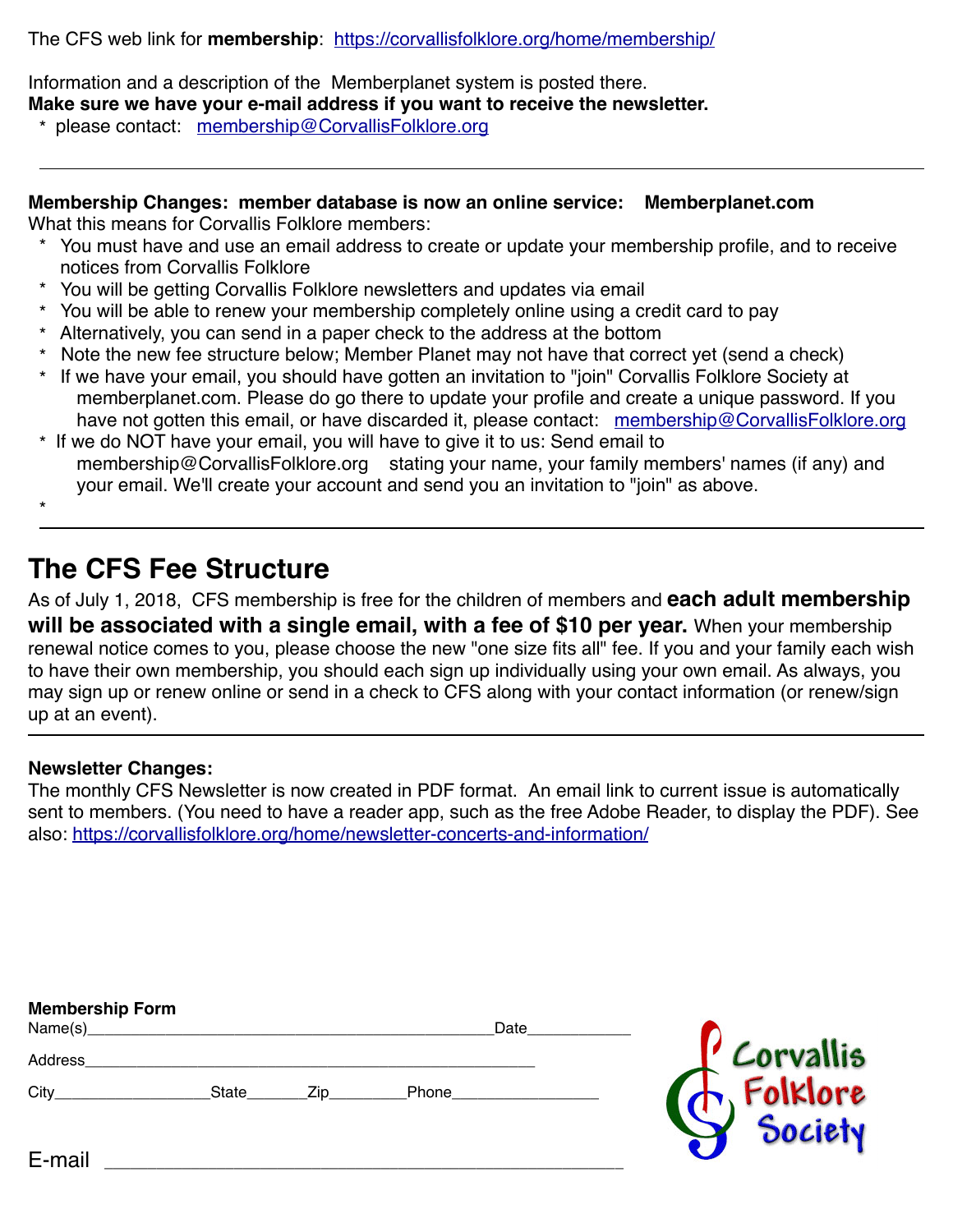The CFS web link for **membership**: [https://corvallisfolklore.org/home/membership/](https://corvallisfolklore.org/home/membership/)

Information and a description of the Memberplanet system is posted there.
**Make sure we have your e-mail address if you want to receive the newsletter.**

* please contact: [membership@CorvallisFolklore.org](mailto:membership@CorvallisFolklore.org)

---

**Membership Changes: member database is now an online service: Memberplanet.com**
What this means for Corvallis Folklore members:

* You must have and use an email address to create or update your membership profile, and to receive notices from Corvallis Folklore
* You will be getting Corvallis Folklore newsletters and updates via email
* You will be able to renew your membership completely online using a credit card to pay
* Alternatively, you can send in a paper check to the address at the bottom
* Note the new fee structure below; Member Planet may not have that correct yet (send a check)
* If we have your email, you should have gotten an invitation to "join" Corvallis Folklore Society at memberplanet.com. Please do go there to update your profile and create a unique password. If you have not gotten this email, or have discarded it, please contact: [membership@CorvallisFolklore.org](mailto:membership@CorvallisFolklore.org)
* If we do NOT have your email, you will have to give it to us: Send email to membership@CorvallisFolklore.org stating your name, your family members' names (if any) and your email. We'll create your account and send you an invitation to "join" as above.
*

---

## The CFS Fee Structure

As of July 1, 2018, CFS membership is free for the children of members and **each adult membership will be associated with a single email, with a fee of $10 per year.** When your membership renewal notice comes to you, please choose the new "one size fits all" fee. If you and your family each wish to have their own membership, you should each sign up individually using your own email. As always, you may sign up or renew online or send in a check to CFS along with your contact information (or renew/sign up at an event).

---

**Newsletter Changes:**
The monthly CFS Newsletter is now created in PDF format. An email link to current issue is automatically sent to members. (You need to have a reader app, such as the free Adobe Reader, to display the PDF). See also: [https://corvallisfolklore.org/home/newsletter-concerts-and-information/](https://corvallisfolklore.org/home/newsletter-concerts-and-information/)

**Membership Form**

Name(s)_______________________________________________Date____________

Address______________________________________________________

City_________________State_______Zip_________Phone_________________

E-mail _______________________________________________

Corvallis Folklore Society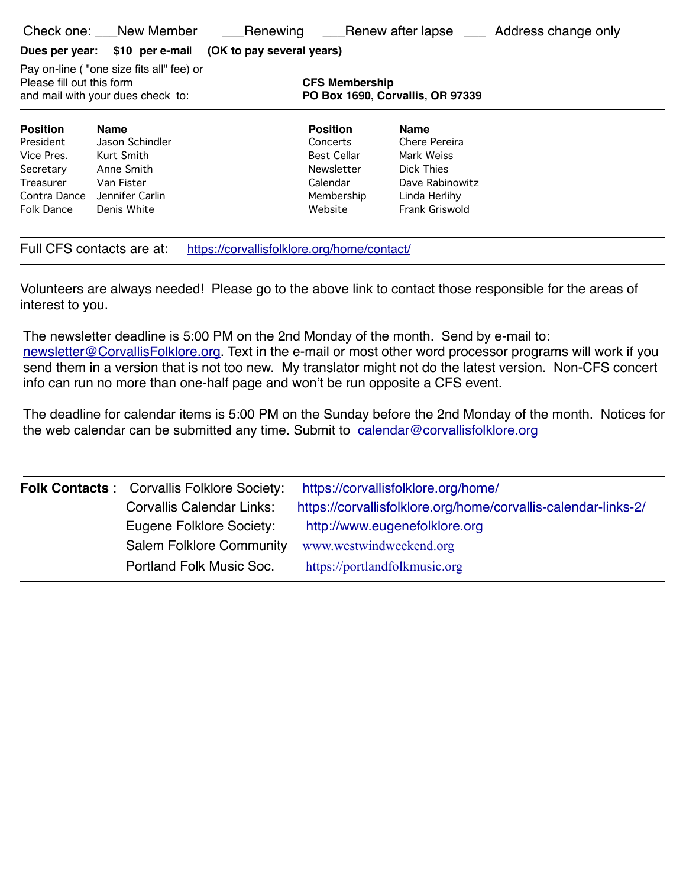Check one: ___New Member ___Renewing ___Renew after lapse ___ Address change only

**Dues per year: $10 per e-mail (OK to pay several years)**

Pay on-line ( "one size fits all" fee) or
Please fill out this form
and mail with your dues check to:

**CFS Membership**
**PO Box 1690, Corvallis, OR 97339**

| **Position** | **Name** | **Position** | **Name** |
|---|---|---|---|
| President | Jason Schindler | Concerts | Chere Pereira |
| Vice Pres. | Kurt Smith | Best Cellar | Mark Weiss |
| Secretary | Anne Smith | Newsletter | Dick Thies |
| Treasurer | Van Fister | Calendar | Dave Rabinowitz |
| Contra Dance | Jennifer Carlin | Membership | Linda Herlihy |
| Folk Dance | Denis White | Website | Frank Griswold |

Full CFS contacts are at: https://corvallisfolklore.org/home/contact/

Volunteers are always needed! Please go to the above link to contact those responsible for the areas of interest to you.

The newsletter deadline is 5:00 PM on the 2nd Monday of the month. Send by e-mail to: newsletter@CorvallisFolklore.org. Text in the e-mail or most other word processor programs will work if you send them in a version that is not too new. My translator might not do the latest version. Non-CFS concert info can run no more than one-half page and won't be run opposite a CFS event.

The deadline for calendar items is 5:00 PM on the Sunday before the 2nd Monday of the month. Notices for the web calendar can be submitted any time. Submit to calendar@corvallisfolklore.org

| | | |
|---|---|---|
| **Folk Contacts** : | Corvallis Folklore Society: | https://corvallisfolklore.org/home/ |
| | Corvallis Calendar Links: | https://corvallisfolklore.org/home/corvallis-calendar-links-2/ |
| | Eugene Folklore Society: | http://www.eugenefolklore.org |
| | Salem Folklore Community | www.westwindweekend.org |
| | Portland Folk Music Soc. | https://portlandfolkmusic.org |